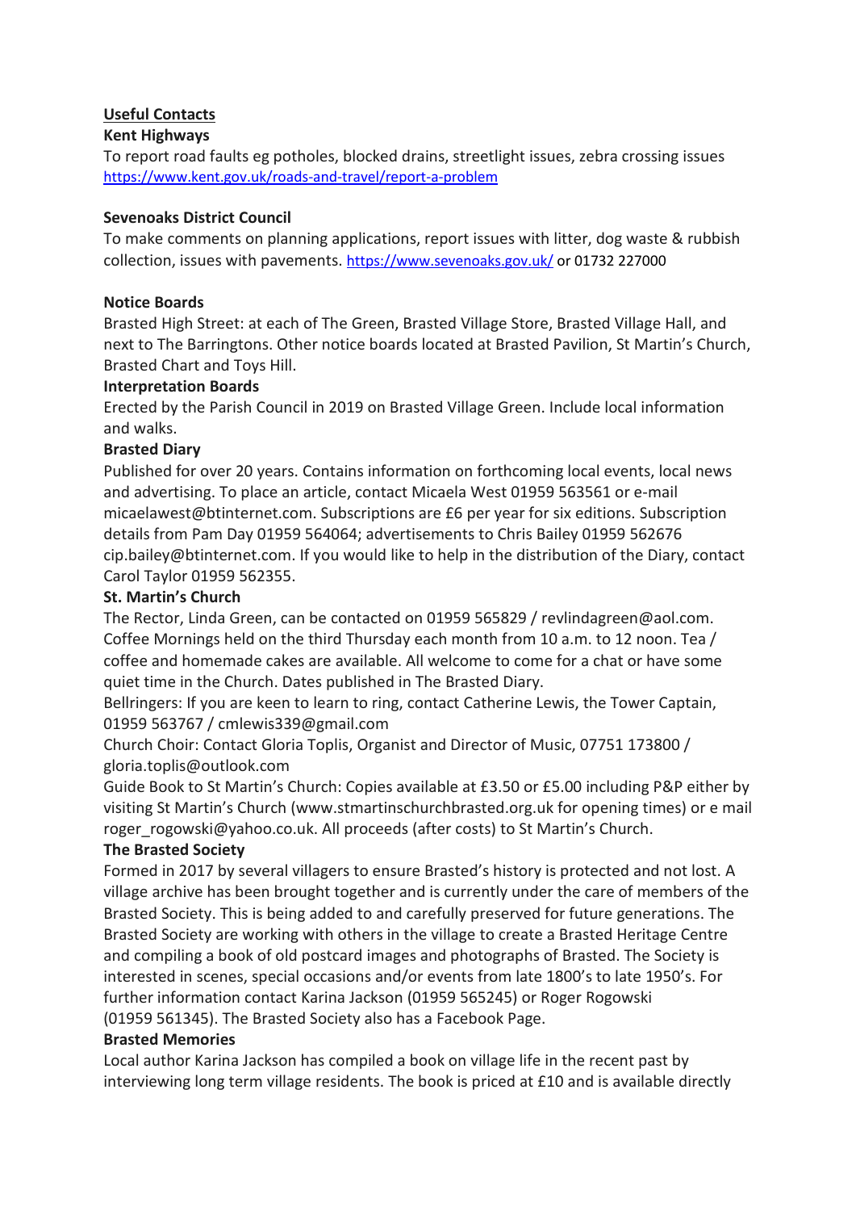## Useful Contacts

**Kent Highways**

To report road faults eg potholes, blocked drains, streetlight issues, zebra crossing issues
https://www.kent.gov.uk/roads-and-travel/report-a-problem

**Sevenoaks District Council**

To make comments on planning applications, report issues with litter, dog waste & rubbish collection, issues with pavements. https://www.sevenoaks.gov.uk/ or 01732 227000

**Notice Boards**

Brasted High Street: at each of The Green, Brasted Village Store, Brasted Village Hall, and next to The Barringtons. Other notice boards located at Brasted Pavilion, St Martin's Church, Brasted Chart and Toys Hill.

**Interpretation Boards**

Erected by the Parish Council in 2019 on Brasted Village Green. Include local information and walks.

**Brasted Diary**

Published for over 20 years. Contains information on forthcoming local events, local news and advertising. To place an article, contact Micaela West 01959 563561 or e-mail micaelawest@btinternet.com. Subscriptions are £6 per year for six editions. Subscription details from Pam Day 01959 564064; advertisements to Chris Bailey 01959 562676 cip.bailey@btinternet.com. If you would like to help in the distribution of the Diary, contact Carol Taylor 01959 562355.

**St. Martin's Church**

The Rector, Linda Green, can be contacted on 01959 565829 / revlindagreen@aol.com. Coffee Mornings held on the third Thursday each month from 10 a.m. to 12 noon. Tea / coffee and homemade cakes are available. All welcome to come for a chat or have some quiet time in the Church. Dates published in The Brasted Diary.

Bellringers: If you are keen to learn to ring, contact Catherine Lewis, the Tower Captain, 01959 563767 / cmlewis339@gmail.com

Church Choir: Contact Gloria Toplis, Organist and Director of Music, 07751 173800 / gloria.toplis@outlook.com

Guide Book to St Martin's Church: Copies available at £3.50 or £5.00 including P&P either by visiting St Martin's Church (www.stmartinschurchbrasted.org.uk for opening times) or e mail roger_rogowski@yahoo.co.uk. All proceeds (after costs) to St Martin's Church.

**The Brasted Society**

Formed in 2017 by several villagers to ensure Brasted's history is protected and not lost. A village archive has been brought together and is currently under the care of members of the Brasted Society. This is being added to and carefully preserved for future generations. The Brasted Society are working with others in the village to create a Brasted Heritage Centre and compiling a book of old postcard images and photographs of Brasted. The Society is interested in scenes, special occasions and/or events from late 1800's to late 1950's. For further information contact Karina Jackson (01959 565245) or Roger Rogowski (01959 561345). The Brasted Society also has a Facebook Page.

**Brasted Memories**

Local author Karina Jackson has compiled a book on village life in the recent past by interviewing long term village residents. The book is priced at £10 and is available directly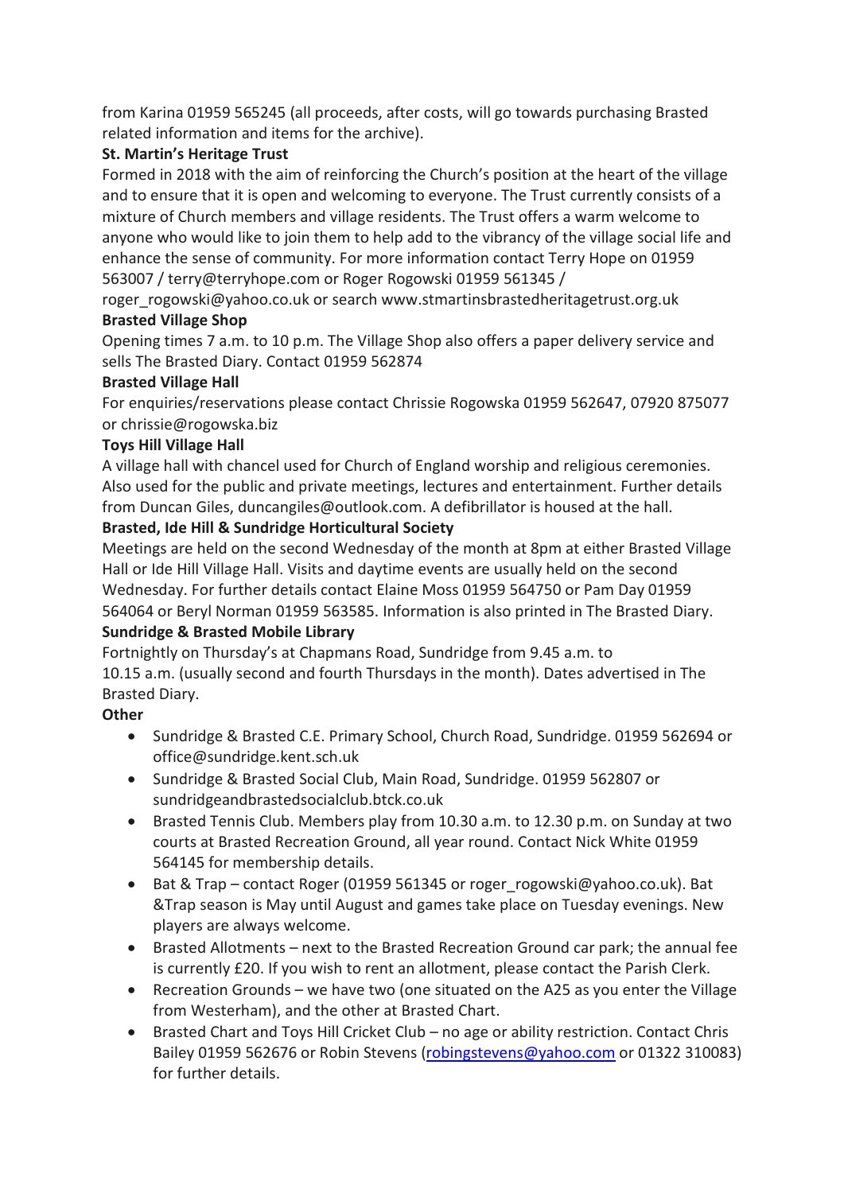from Karina 01959 565245 (all proceeds, after costs, will go towards purchasing Brasted related information and items for the archive).

**St. Martin's Heritage Trust**

Formed in 2018 with the aim of reinforcing the Church's position at the heart of the village and to ensure that it is open and welcoming to everyone. The Trust currently consists of a mixture of Church members and village residents. The Trust offers a warm welcome to anyone who would like to join them to help add to the vibrancy of the village social life and enhance the sense of community. For more information contact Terry Hope on 01959 563007 / terry@terryhope.com or Roger Rogowski 01959 561345 / roger_rogowski@yahoo.co.uk or search www.stmartinsbrastedheritagetrust.org.uk

**Brasted Village Shop**

Opening times 7 a.m. to 10 p.m. The Village Shop also offers a paper delivery service and sells The Brasted Diary. Contact 01959 562874

**Brasted Village Hall**

For enquiries/reservations please contact Chrissie Rogowska 01959 562647, 07920 875077 or chrissie@rogowska.biz

**Toys Hill Village Hall**

A village hall with chancel used for Church of England worship and religious ceremonies. Also used for the public and private meetings, lectures and entertainment. Further details from Duncan Giles, duncangiles@outlook.com. A defibrillator is housed at the hall.

**Brasted, Ide Hill & Sundridge Horticultural Society**

Meetings are held on the second Wednesday of the month at 8pm at either Brasted Village Hall or Ide Hill Village Hall. Visits and daytime events are usually held on the second Wednesday. For further details contact Elaine Moss 01959 564750 or Pam Day 01959 564064 or Beryl Norman 01959 563585. Information is also printed in The Brasted Diary.

**Sundridge & Brasted Mobile Library**

Fortnightly on Thursday's at Chapmans Road, Sundridge from 9.45 a.m. to 10.15 a.m. (usually second and fourth Thursdays in the month). Dates advertised in The Brasted Diary.

**Other**

- Sundridge & Brasted C.E. Primary School, Church Road, Sundridge. 01959 562694 or office@sundridge.kent.sch.uk
- Sundridge & Brasted Social Club, Main Road, Sundridge. 01959 562807 or sundridgeandbrastedsocialclub.btck.co.uk
- Brasted Tennis Club. Members play from 10.30 a.m. to 12.30 p.m. on Sunday at two courts at Brasted Recreation Ground, all year round. Contact Nick White 01959 564145 for membership details.
- Bat & Trap – contact Roger (01959 561345 or roger_rogowski@yahoo.co.uk). Bat &Trap season is May until August and games take place on Tuesday evenings. New players are always welcome.
- Brasted Allotments – next to the Brasted Recreation Ground car park; the annual fee is currently £20. If you wish to rent an allotment, please contact the Parish Clerk.
- Recreation Grounds – we have two (one situated on the A25 as you enter the Village from Westerham), and the other at Brasted Chart.
- Brasted Chart and Toys Hill Cricket Club – no age or ability restriction. Contact Chris Bailey 01959 562676 or Robin Stevens (robingstevens@yahoo.com or 01322 310083) for further details.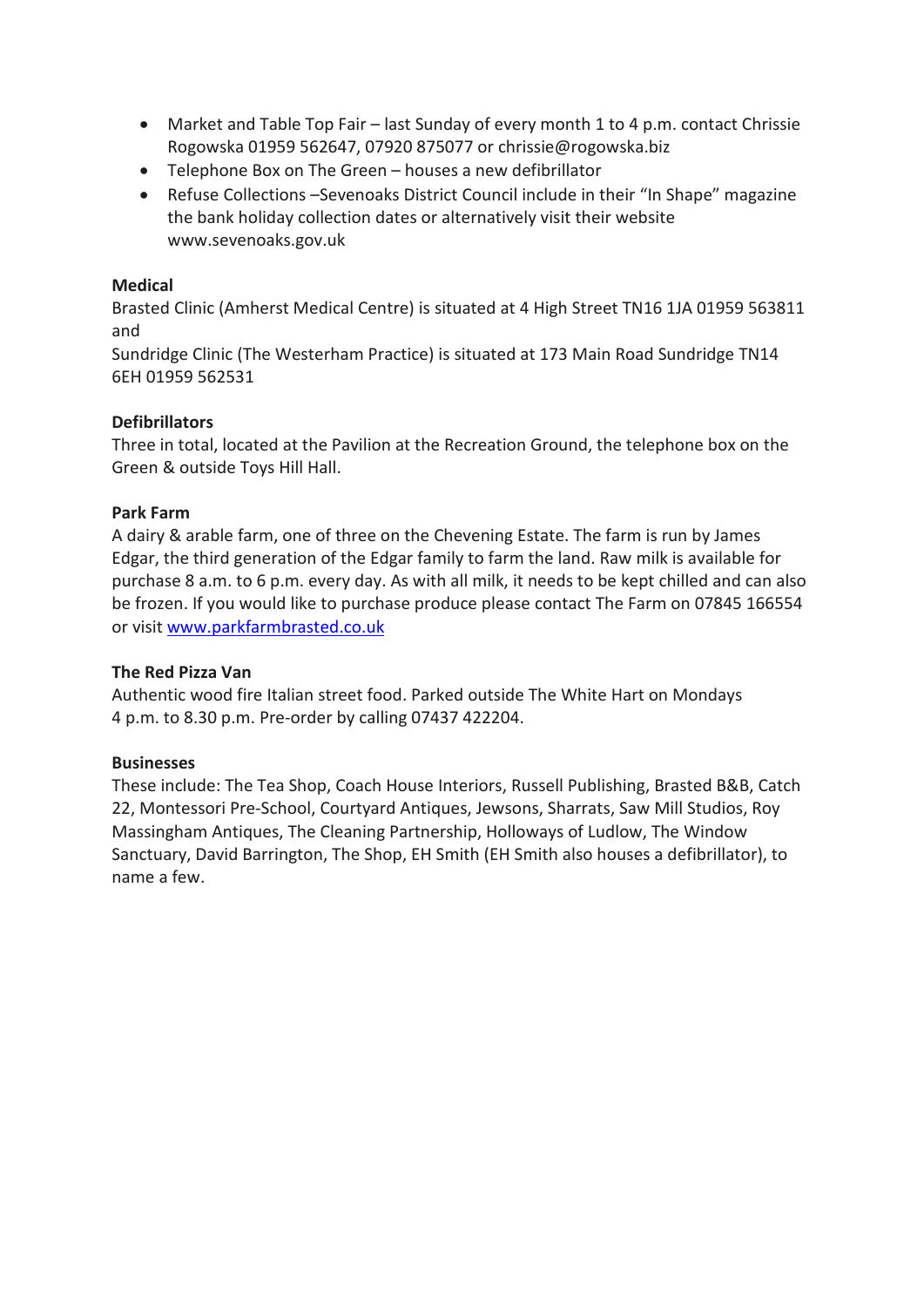- Market and Table Top Fair – last Sunday of every month 1 to 4 p.m. contact Chrissie Rogowska 01959 562647, 07920 875077 or chrissie@rogowska.biz
- Telephone Box on The Green – houses a new defibrillator
- Refuse Collections –Sevenoaks District Council include in their "In Shape" magazine the bank holiday collection dates or alternatively visit their website www.sevenoaks.gov.uk

**Medical**

Brasted Clinic (Amherst Medical Centre) is situated at 4 High Street TN16 1JA 01959 563811 and

Sundridge Clinic (The Westerham Practice) is situated at 173 Main Road Sundridge TN14 6EH 01959 562531

**Defibrillators**

Three in total, located at the Pavilion at the Recreation Ground, the telephone box on the Green & outside Toys Hill Hall.

**Park Farm**

A dairy & arable farm, one of three on the Chevening Estate. The farm is run by James Edgar, the third generation of the Edgar family to farm the land. Raw milk is available for purchase 8 a.m. to 6 p.m. every day. As with all milk, it needs to be kept chilled and can also be frozen. If you would like to purchase produce please contact The Farm on 07845 166554 or visit [www.parkfarmbrasted.co.uk](http://www.parkfarmbrasted.co.uk)

**The Red Pizza Van**

Authentic wood fire Italian street food. Parked outside The White Hart on Mondays 4 p.m. to 8.30 p.m. Pre-order by calling 07437 422204.

**Businesses**

These include: The Tea Shop, Coach House Interiors, Russell Publishing, Brasted B&B, Catch 22, Montessori Pre-School, Courtyard Antiques, Jewsons, Sharrats, Saw Mill Studios, Roy Massingham Antiques, The Cleaning Partnership, Holloways of Ludlow, The Window Sanctuary, David Barrington, The Shop, EH Smith (EH Smith also houses a defibrillator), to name a few.